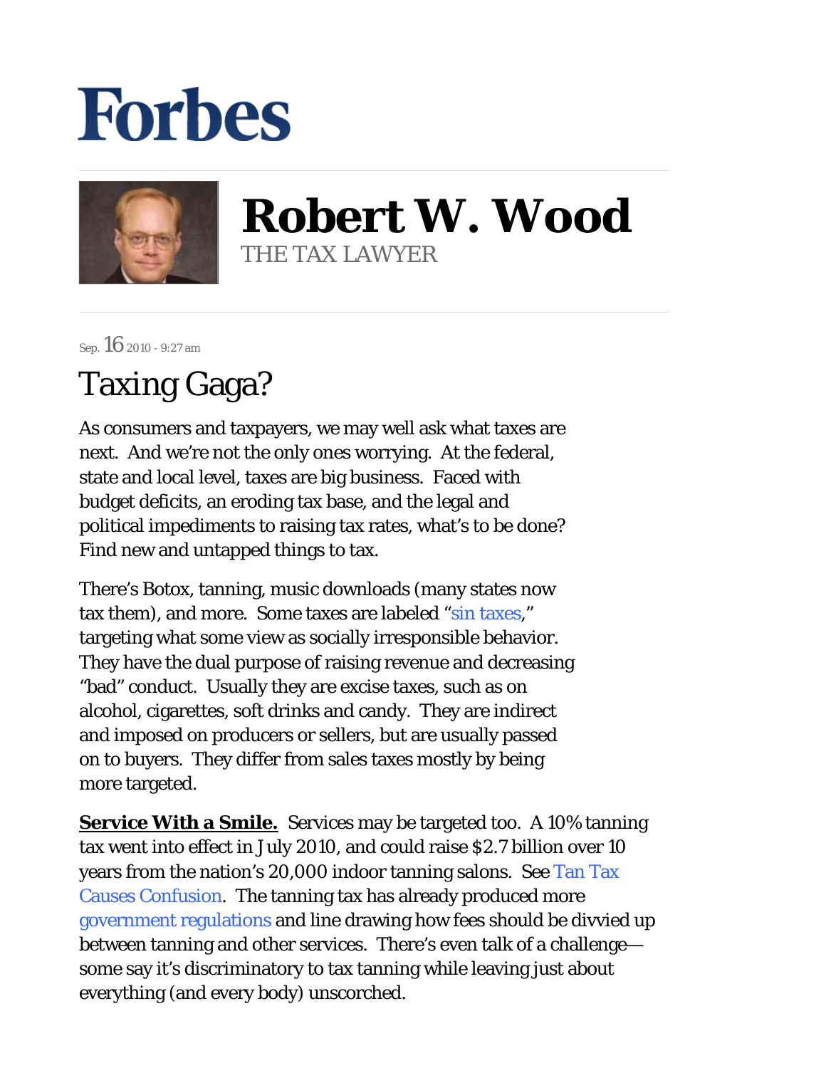# Forbes

## Robert W. Wood

THE TAX LAWYER

Sep. 16 2010 - 9:27 am

# Taxing Gaga?

As consumers and taxpayers, we may well ask what taxes are next. And we're not the only ones worrying. At the federal, state and local level, taxes are big business. Faced with budget deficits, an eroding tax base, and the legal and political impediments to raising tax rates, what's to be done? Find new and untapped things to tax.

There's Botox, tanning, music downloads (many states now tax them), and more. Some taxes are labeled "sin taxes," targeting what some view as socially irresponsible behavior. They have the dual purpose of raising revenue and decreasing "bad" conduct. Usually they are excise taxes, such as on alcohol, cigarettes, soft drinks and candy. They are indirect and imposed on producers or sellers, but are usually passed on to buyers. They differ from sales taxes mostly by being more targeted.

**Service With a Smile.** Services may be targeted too. A 10% tanning tax went into effect in July 2010, and could raise $2.7 billion over 10 years from the nation's 20,000 indoor tanning salons. See Tan Tax Causes Confusion. The tanning tax has already produced more government regulations and line drawing how fees should be divvied up between tanning and other services. There's even talk of a challenge—some say it's discriminatory to tax tanning while leaving just about everything (and every body) unscorched.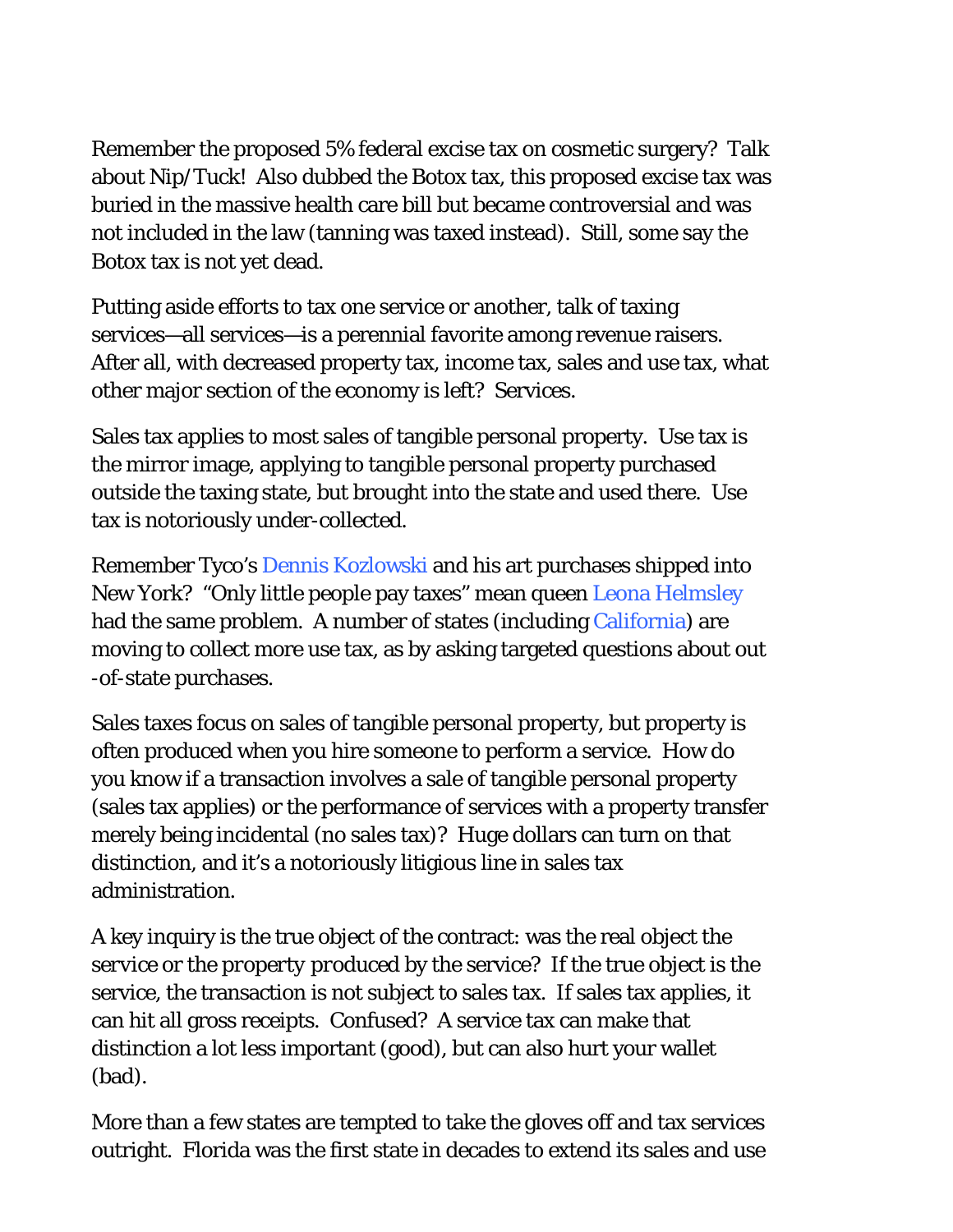Remember the proposed 5% federal excise tax on cosmetic surgery? Talk about Nip/Tuck! Also dubbed the Botox tax, this proposed excise tax was buried in the massive health care bill but became controversial and was not included in the law (tanning was taxed instead). Still, some say the Botox tax is not yet dead.

Putting aside efforts to tax one service or another, talk of taxing services—all services—is a perennial favorite among revenue raisers. After all, with decreased property tax, income tax, sales and use tax, what other major section of the economy is left? Services.

Sales tax applies to most sales of tangible personal property. Use tax is the mirror image, applying to tangible personal property purchased outside the taxing state, but brought into the state and used there. Use tax is notoriously under-collected.

Remember Tyco's Dennis Kozlowski and his art purchases shipped into New York? "Only little people pay taxes" mean queen Leona Helmsley had the same problem. A number of states (including California) are moving to collect more use tax, as by asking targeted questions about out-of-state purchases.

Sales taxes focus on sales of tangible personal property, but property is often produced when you hire someone to perform a service. How do you know if a transaction involves a sale of tangible personal property (sales tax applies) or the performance of services with a property transfer merely being incidental (no sales tax)? Huge dollars can turn on that distinction, and it's a notoriously litigious line in sales tax administration.

A key inquiry is the true object of the contract: was the real object the service or the property produced by the service? If the true object is the service, the transaction is not subject to sales tax. If sales tax applies, it can hit all gross receipts. Confused? A service tax can make that distinction a lot less important (good), but can also hurt your wallet (bad).

More than a few states are tempted to take the gloves off and tax services outright. Florida was the first state in decades to extend its sales and use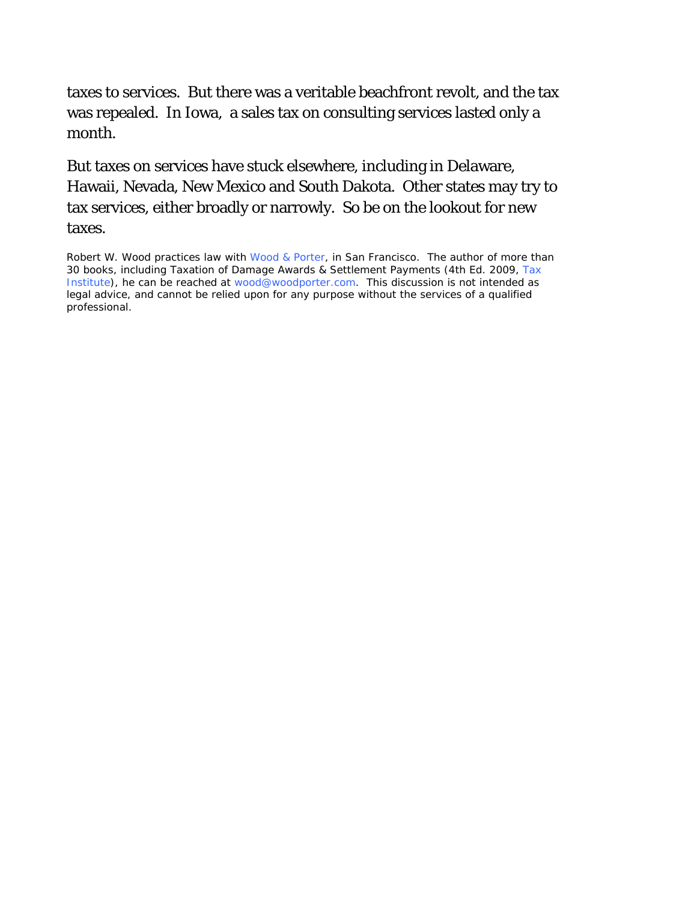taxes to services. But there was a veritable beachfront revolt, and the tax was repealed. In Iowa, a sales tax on consulting services lasted only a month.

But taxes on services have stuck elsewhere, including in Delaware, Hawaii, Nevada, New Mexico and South Dakota. Other states may try to tax services, either broadly or narrowly. So be on the lookout for new taxes.

Robert W. Wood practices law with Wood & Porter, in San Francisco. The author of more than 30 books, including Taxation of Damage Awards & Settlement Payments (4th Ed. 2009, Tax Institute), he can be reached at wood@woodporter.com. This discussion is not intended as legal advice, and cannot be relied upon for any purpose without the services of a qualified professional.